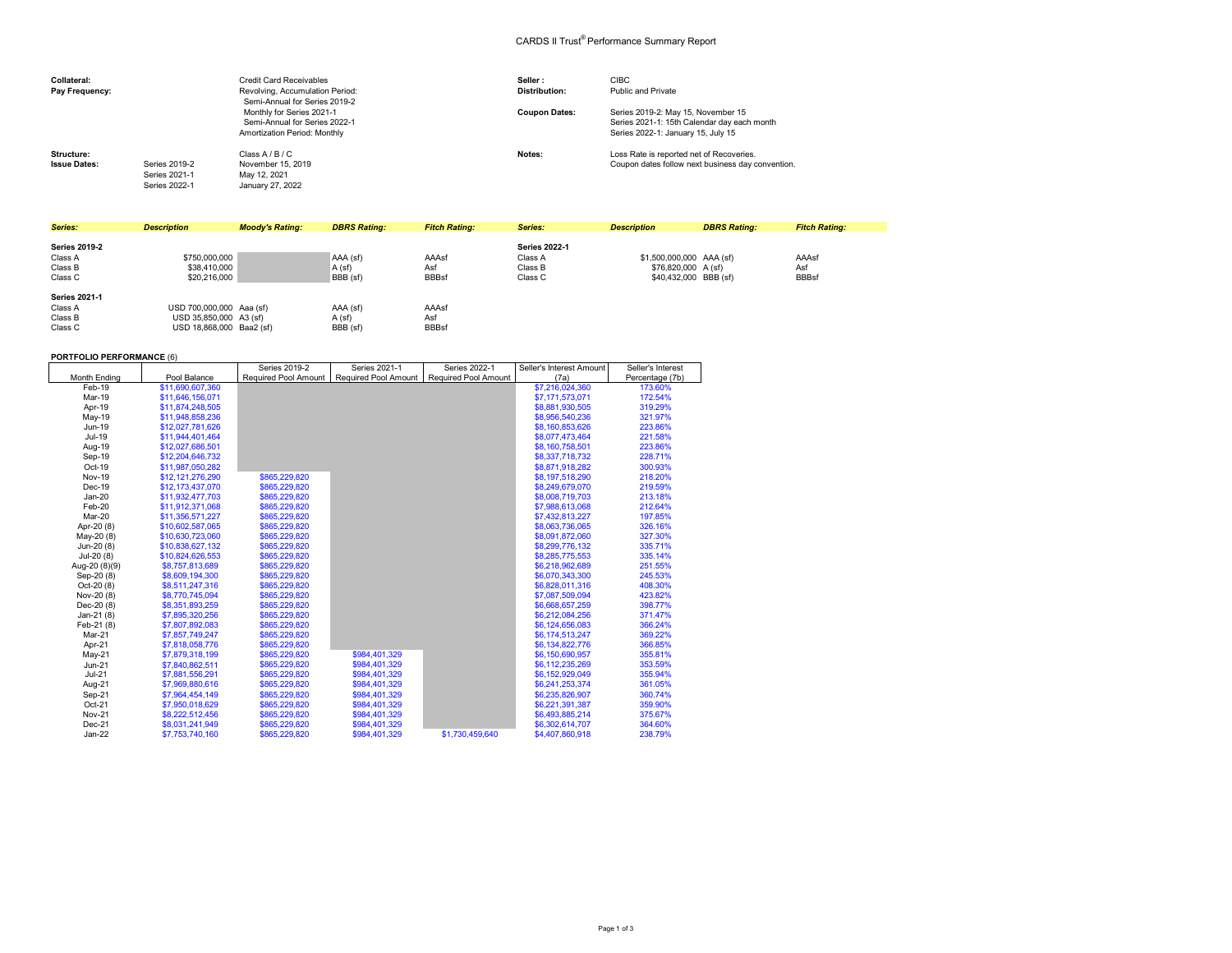# CARDS II Trust® Performance Summary Report

| | | | | |
|---|---|---|---|---|
| **Collateral:** | | Credit Card Receivables | **Seller :** | CIBC |
| **Pay Frequency:** | | Revolving, Accumulation Period: | **Distribution:** | Public and Private |
| | | Semi-Annual for Series 2019-2 | | |
| | | Monthly for Series 2021-1 | **Coupon Dates:** | Series 2019-2: May 15, November 15 |
| | | Semi-Annual for Series 2022-1 | | Series 2021-1: 15th Calendar day each month |
| | | Amortization Period: Monthly | | Series 2022-1: January 15, July 15 |
| **Structure:** | | Class A / B / C | **Notes:** | Loss Rate is reported net of Recoveries. |
| **Issue Dates:** | Series 2019-2 | November 15, 2019 | | Coupon dates follow next business day convention. |
| | Series 2021-1 | May 12, 2021 | | |
| | Series 2022-1 | January 27, 2022 | | |

| *Series:* | *Description* | *Moody's Rating:* | *DBRS Rating:* | *Fitch Rating:* | *Series:* | *Description* | *DBRS Rating:* | *Fitch Rating:* |
|---|---|---|---|---|---|---|---|---|
| **Series 2019-2** | | | | | **Series 2022-1** | | | |
| Class A | $750,000,000 | | AAA (sf) | AAAsf | Class A | $1,500,000,000 | AAA (sf) | AAAsf |
| Class B | $38,410,000 | | A (sf) | Asf | Class B | $76,820,000 | A (sf) | Asf |
| Class C | $20,216,000 | | BBB (sf) | BBBsf | Class C | $40,432,000 | BBB (sf) | BBBsf |
| **Series 2021-1** | | | | | | | | |
| Class A | USD 700,000,000 | Aaa (sf) | AAA (sf) | AAAsf | | | | |
| Class B | USD 35,850,000 | A3 (sf) | A (sf) | Asf | | | | |
| Class C | USD 18,868,000 | Baa2 (sf) | BBB (sf) | BBBsf | | | | |

**PORTFOLIO PERFORMANCE** (6)

| Month Ending | Pool Balance | Series 2019-2 Required Pool Amount | Series 2021-1 Required Pool Amount | Series 2022-1 Required Pool Amount | Seller's Interest Amount (7a) | Seller's Interest Percentage (7b) |
|---|---|---|---|---|---|---|
| Feb-19 | $11,690,607,360 | | | | $7,216,024,360 | 173.60% |
| Mar-19 | $11,646,156,071 | | | | $7,171,573,071 | 172.54% |
| Apr-19 | $11,874,248,505 | | | | $8,881,930,505 | 319.29% |
| May-19 | $11,948,858,236 | | | | $8,956,540,236 | 321.97% |
| Jun-19 | $12,027,781,626 | | | | $8,160,853,626 | 223.86% |
| Jul-19 | $11,944,401,464 | | | | $8,077,473,464 | 221.58% |
| Aug-19 | $12,027,686,501 | | | | $8,160,758,501 | 223.86% |
| Sep-19 | $12,204,646,732 | | | | $8,337,718,732 | 228.71% |
| Oct-19 | $11,987,050,282 | | | | $8,871,918,282 | 300.93% |
| Nov-19 | $12,121,276,290 | $865,229,820 | | | $8,197,518,290 | 218.20% |
| Dec-19 | $12,173,437,070 | $865,229,820 | | | $8,249,679,070 | 219.59% |
| Jan-20 | $11,932,477,703 | $865,229,820 | | | $8,008,719,703 | 213.18% |
| Feb-20 | $11,912,371,068 | $865,229,820 | | | $7,988,613,068 | 212.64% |
| Mar-20 | $11,356,571,227 | $865,229,820 | | | $7,432,813,227 | 197.85% |
| Apr-20 (8) | $10,602,587,065 | $865,229,820 | | | $8,063,736,065 | 326.16% |
| May-20 (8) | $10,630,723,060 | $865,229,820 | | | $8,091,872,060 | 327.30% |
| Jun-20 (8) | $10,838,627,132 | $865,229,820 | | | $8,299,776,132 | 335.71% |
| Jul-20 (8) | $10,824,626,553 | $865,229,820 | | | $8,285,775,553 | 335.14% |
| Aug-20 (8)(9) | $8,757,813,689 | $865,229,820 | | | $6,218,962,689 | 251.55% |
| Sep-20 (8) | $8,609,194,300 | $865,229,820 | | | $6,070,343,300 | 245.53% |
| Oct-20 (8) | $8,511,247,316 | $865,229,820 | | | $6,828,011,316 | 408.30% |
| Nov-20 (8) | $8,770,745,094 | $865,229,820 | | | $7,087,509,094 | 423.82% |
| Dec-20 (8) | $8,351,893,259 | $865,229,820 | | | $6,668,657,259 | 398.77% |
| Jan-21 (8) | $7,895,320,256 | $865,229,820 | | | $6,212,084,256 | 371.47% |
| Feb-21 (8) | $7,807,892,083 | $865,229,820 | | | $6,124,656,083 | 366.24% |
| Mar-21 | $7,857,749,247 | $865,229,820 | | | $6,174,513,247 | 369.22% |
| Apr-21 | $7,818,058,776 | $865,229,820 | | | $6,134,822,776 | 366.85% |
| May-21 | $7,879,318,199 | $865,229,820 | $984,401,329 | | $6,150,690,957 | 355.81% |
| Jun-21 | $7,840,862,511 | $865,229,820 | $984,401,329 | | $6,112,235,269 | 353.59% |
| Jul-21 | $7,881,556,291 | $865,229,820 | $984,401,329 | | $6,152,929,049 | 355.94% |
| Aug-21 | $7,969,880,616 | $865,229,820 | $984,401,329 | | $6,241,253,374 | 361.05% |
| Sep-21 | $7,964,454,149 | $865,229,820 | $984,401,329 | | $6,235,826,907 | 360.74% |
| Oct-21 | $7,950,018,629 | $865,229,820 | $984,401,329 | | $6,221,391,387 | 359.90% |
| Nov-21 | $8,222,512,456 | $865,229,820 | $984,401,329 | | $6,493,885,214 | 375.67% |
| Dec-21 | $8,031,241,949 | $865,229,820 | $984,401,329 | | $6,302,614,707 | 364.60% |
| Jan-22 | $7,753,740,160 | $865,229,820 | $984,401,329 | $1,730,459,640 | $4,407,860,918 | 238.79% |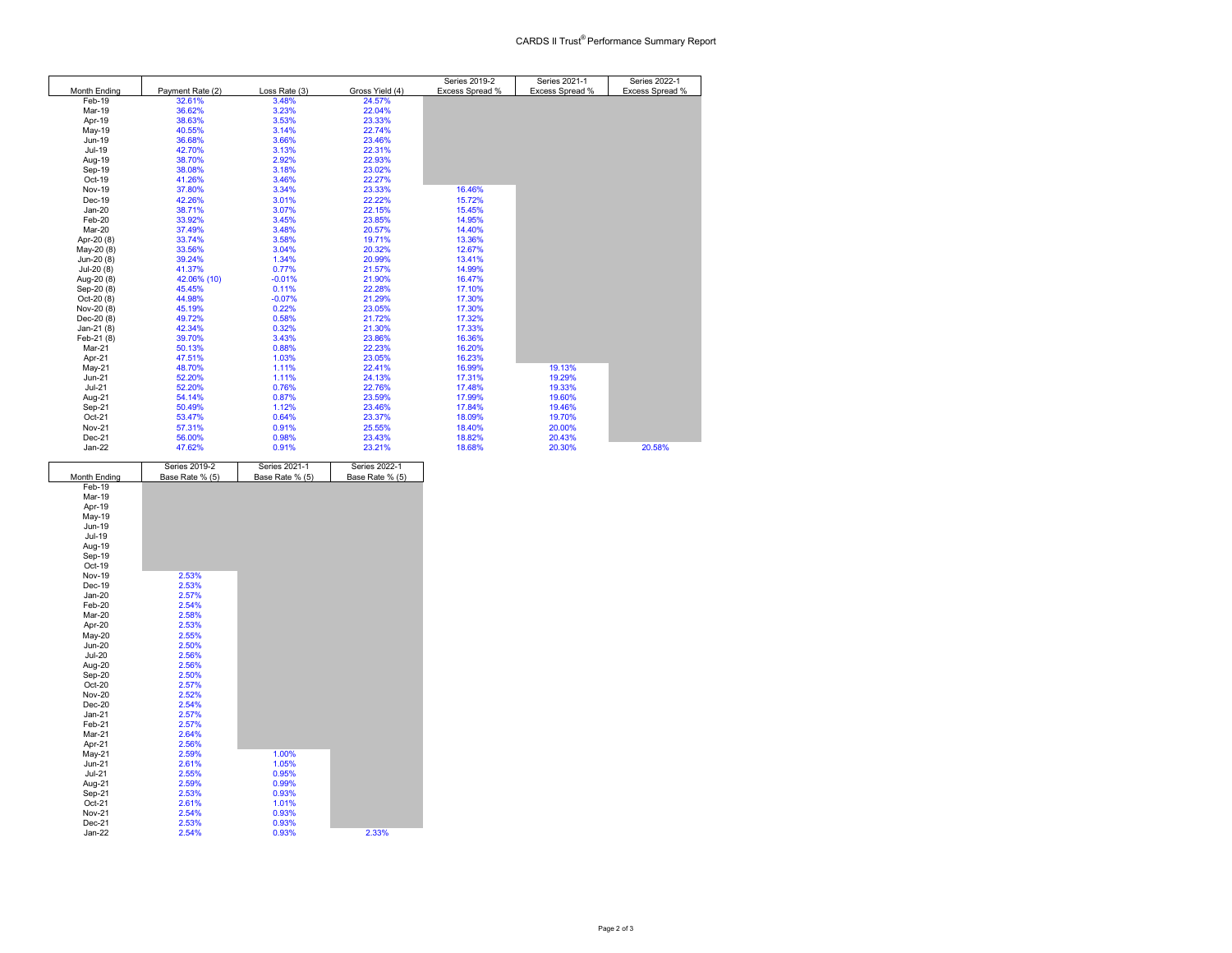# CARDS II Trust® Performance Summary Report

| Month Ending | Payment Rate (2) | Loss Rate (3) | Gross Yield (4) | Series 2019-2 Excess Spread % | Series 2021-1 Excess Spread % | Series 2022-1 Excess Spread % |
|---|---|---|---|---|---|---|
| Feb-19 | 32.61% | 3.48% | 24.57% | | | |
| Mar-19 | 36.62% | 3.23% | 22.04% | | | |
| Apr-19 | 38.63% | 3.53% | 23.33% | | | |
| May-19 | 40.55% | 3.14% | 22.74% | | | |
| Jun-19 | 36.68% | 3.66% | 23.46% | | | |
| Jul-19 | 42.70% | 3.13% | 22.31% | | | |
| Aug-19 | 38.70% | 2.92% | 22.93% | | | |
| Sep-19 | 38.08% | 3.18% | 23.02% | | | |
| Oct-19 | 41.26% | 3.46% | 22.27% | | | |
| Nov-19 | 37.80% | 3.34% | 23.33% | 16.46% | | |
| Dec-19 | 42.26% | 3.01% | 22.22% | 15.72% | | |
| Jan-20 | 38.71% | 3.07% | 22.15% | 15.45% | | |
| Feb-20 | 33.92% | 3.45% | 23.85% | 14.95% | | |
| Mar-20 | 37.49% | 3.48% | 20.57% | 14.40% | | |
| Apr-20 (8) | 33.74% | 3.58% | 19.71% | 13.36% | | |
| May-20 (8) | 33.56% | 3.04% | 20.32% | 12.67% | | |
| Jun-20 (8) | 39.24% | 1.34% | 20.99% | 13.41% | | |
| Jul-20 (8) | 41.37% | 0.77% | 21.57% | 14.99% | | |
| Aug-20 (8) | 42.06% (10) | -0.01% | 21.90% | 16.47% | | |
| Sep-20 (8) | 45.45% | 0.11% | 22.28% | 17.10% | | |
| Oct-20 (8) | 44.98% | -0.07% | 21.29% | 17.30% | | |
| Nov-20 (8) | 45.19% | 0.22% | 23.05% | 17.30% | | |
| Dec-20 (8) | 49.72% | 0.58% | 21.72% | 17.32% | | |
| Jan-21 (8) | 42.34% | 0.32% | 21.30% | 17.33% | | |
| Feb-21 (8) | 39.70% | 3.43% | 23.86% | 16.36% | | |
| Mar-21 | 50.13% | 0.88% | 22.23% | 16.20% | | |
| Apr-21 | 47.51% | 1.03% | 23.05% | 16.23% | | |
| May-21 | 48.70% | 1.11% | 22.41% | 16.99% | 19.13% | |
| Jun-21 | 52.20% | 1.11% | 24.13% | 17.31% | 19.29% | |
| Jul-21 | 52.20% | 0.76% | 22.76% | 17.48% | 19.33% | |
| Aug-21 | 54.14% | 0.87% | 23.59% | 17.99% | 19.60% | |
| Sep-21 | 50.49% | 1.12% | 23.46% | 17.84% | 19.46% | |
| Oct-21 | 53.47% | 0.64% | 23.37% | 18.09% | 19.70% | |
| Nov-21 | 57.31% | 0.91% | 25.55% | 18.40% | 20.00% | |
| Dec-21 | 56.00% | 0.98% | 23.43% | 18.82% | 20.43% | |
| Jan-22 | 47.62% | 0.91% | 23.21% | 18.68% | 20.30% | 20.58% |

| Month Ending | Series 2019-2 Base Rate % (5) | Series 2021-1 Base Rate % (5) | Series 2022-1 Base Rate % (5) |
|---|---|---|---|
| Feb-19 | | | |
| Mar-19 | | | |
| Apr-19 | | | |
| May-19 | | | |
| Jun-19 | | | |
| Jul-19 | | | |
| Aug-19 | | | |
| Sep-19 | | | |
| Oct-19 | | | |
| Nov-19 | 2.53% | | |
| Dec-19 | 2.53% | | |
| Jan-20 | 2.57% | | |
| Feb-20 | 2.54% | | |
| Mar-20 | 2.58% | | |
| Apr-20 | 2.53% | | |
| May-20 | 2.55% | | |
| Jun-20 | 2.50% | | |
| Jul-20 | 2.56% | | |
| Aug-20 | 2.56% | | |
| Sep-20 | 2.50% | | |
| Oct-20 | 2.57% | | |
| Nov-20 | 2.52% | | |
| Dec-20 | 2.54% | | |
| Jan-21 | 2.57% | | |
| Feb-21 | 2.57% | | |
| Mar-21 | 2.64% | | |
| Apr-21 | 2.56% | | |
| May-21 | 2.59% | 1.00% | |
| Jun-21 | 2.61% | 1.05% | |
| Jul-21 | 2.55% | 0.95% | |
| Aug-21 | 2.59% | 0.99% | |
| Sep-21 | 2.53% | 0.93% | |
| Oct-21 | 2.61% | 1.01% | |
| Nov-21 | 2.54% | 0.93% | |
| Dec-21 | 2.53% | 0.93% | |
| Jan-22 | 2.54% | 0.93% | 2.33% |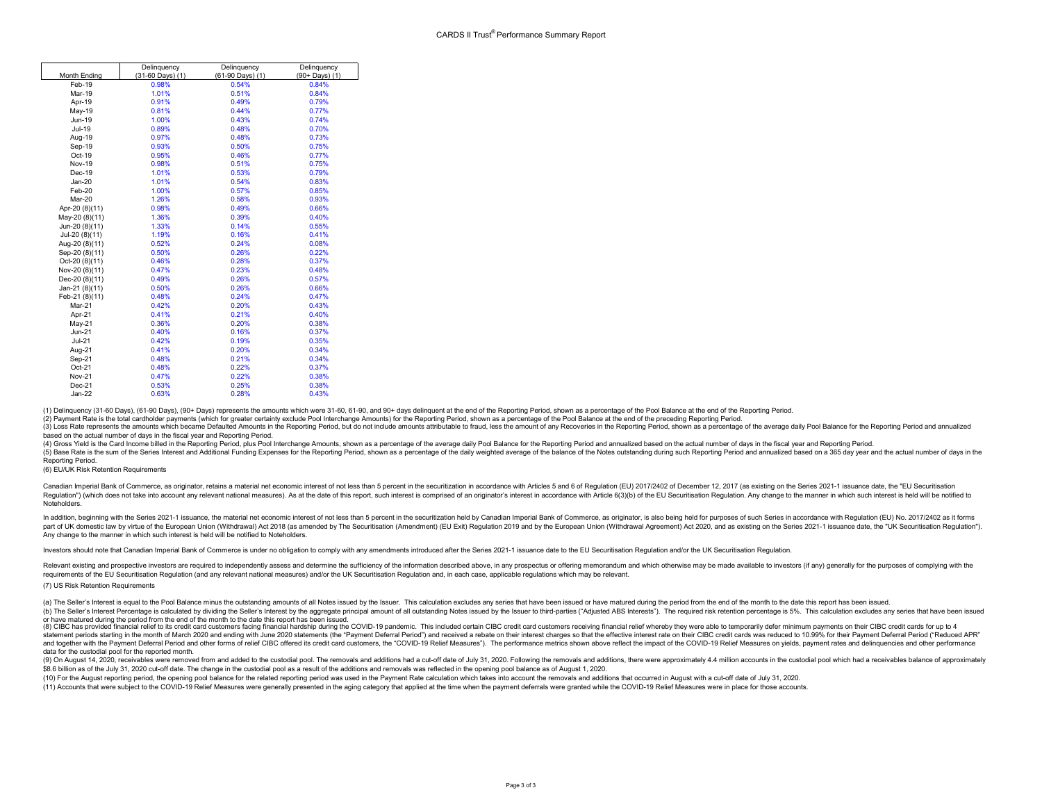# CARDS II Trust® Performance Summary Report

| Month Ending | Delinquency (31-60 Days) (1) | Delinquency (61-90 Days) (1) | Delinquency (90+ Days) (1) |
|---|---|---|---|
| Feb-19 | 0.98% | 0.54% | 0.84% |
| Mar-19 | 1.01% | 0.51% | 0.84% |
| Apr-19 | 0.91% | 0.49% | 0.79% |
| May-19 | 0.81% | 0.44% | 0.77% |
| Jun-19 | 1.00% | 0.43% | 0.74% |
| Jul-19 | 0.89% | 0.48% | 0.70% |
| Aug-19 | 0.97% | 0.48% | 0.73% |
| Sep-19 | 0.93% | 0.50% | 0.75% |
| Oct-19 | 0.95% | 0.46% | 0.77% |
| Nov-19 | 0.98% | 0.51% | 0.75% |
| Dec-19 | 1.01% | 0.53% | 0.79% |
| Jan-20 | 1.01% | 0.54% | 0.83% |
| Feb-20 | 1.00% | 0.57% | 0.85% |
| Mar-20 | 1.26% | 0.58% | 0.93% |
| Apr-20 (8)(11) | 0.98% | 0.49% | 0.66% |
| May-20 (8)(11) | 1.36% | 0.39% | 0.40% |
| Jun-20 (8)(11) | 1.33% | 0.14% | 0.55% |
| Jul-20 (8)(11) | 1.19% | 0.16% | 0.41% |
| Aug-20 (8)(11) | 0.52% | 0.24% | 0.08% |
| Sep-20 (8)(11) | 0.50% | 0.26% | 0.22% |
| Oct-20 (8)(11) | 0.46% | 0.28% | 0.37% |
| Nov-20 (8)(11) | 0.47% | 0.23% | 0.48% |
| Dec-20 (8)(11) | 0.49% | 0.26% | 0.57% |
| Jan-21 (8)(11) | 0.50% | 0.26% | 0.66% |
| Feb-21 (8)(11) | 0.48% | 0.24% | 0.47% |
| Mar-21 | 0.42% | 0.20% | 0.43% |
| Apr-21 | 0.41% | 0.21% | 0.40% |
| May-21 | 0.36% | 0.20% | 0.38% |
| Jun-21 | 0.40% | 0.16% | 0.37% |
| Jul-21 | 0.42% | 0.19% | 0.35% |
| Aug-21 | 0.41% | 0.20% | 0.34% |
| Sep-21 | 0.48% | 0.21% | 0.34% |
| Oct-21 | 0.48% | 0.22% | 0.37% |
| Nov-21 | 0.47% | 0.22% | 0.38% |
| Dec-21 | 0.53% | 0.25% | 0.38% |
| Jan-22 | 0.63% | 0.28% | 0.43% |

(1) Delinquency (31-60 Days), (61-90 Days), (90+ Days) represents the amounts which were 31-60, 61-90, and 90+ days delinquent at the end of the Reporting Period, shown as a percentage of the Pool Balance at the end of the Reporting Period.

(2) Payment Rate is the total cardholder payments (which for greater certainty exclude Pool Interchange Amounts) for the Reporting Period, shown as a percentage of the Pool Balance at the end of the preceding Reporting Period.

(3) Loss Rate represents the amounts which became Defaulted Amounts in the Reporting Period, but do not include amounts attributable to fraud, less the amount of any Recoveries in the Reporting Period, shown as a percentage of the average daily Pool Balance for the Reporting Period and annualized based on the actual number of days in the fiscal year and Reporting Period.

(4) Gross Yield is the Card Income billed in the Reporting Period, plus Pool Interchange Amounts, shown as a percentage of the average daily Pool Balance for the Reporting Period and annualized based on the actual number of days in the fiscal year and Reporting Period.

(5) Base Rate is the sum of the Series Interest and Additional Funding Expenses for the Reporting Period, shown as a percentage of the daily weighted average of the balance of the Notes outstanding during such Reporting Period and annualized based on a 365 day year and the actual number of days in the Reporting Period.

(6) EU/UK Risk Retention Requirements

Canadian Imperial Bank of Commerce, as originator, retains a material net economic interest of not less than 5 percent in the securitization in accordance with Articles 5 and 6 of Regulation (EU) 2017/2402 of December 12, 2017 (as existing on the Series 2021-1 issuance date, the "EU Securitisation Regulation") (which does not take into account any relevant national measures). As at the date of this report, such interest is comprised of an originator's interest in accordance with Article 6(3)(b) of the EU Securitisation Regulation. Any change to the manner in which such interest is held will be notified to Noteholders.

In addition, beginning with the Series 2021-1 issuance, the material net economic interest of not less than 5 percent in the securitization held by Canadian Imperial Bank of Commerce, as originator, is also being held for purposes of such Series in accordance with Regulation (EU) No. 2017/2402 as it forms part of UK domestic law by virtue of the European Union (Withdrawal) Act 2018 (as amended by The Securitisation (Amendment) (EU Exit) Regulation 2019 and by the European Union (Withdrawal Agreement) Act 2020, and as existing on the Series 2021-1 issuance date, the "UK Securitisation Regulation"). Any change to the manner in which such interest is held will be notified to Noteholders.

Investors should note that Canadian Imperial Bank of Commerce is under no obligation to comply with any amendments introduced after the Series 2021-1 issuance date to the EU Securitisation Regulation and/or the UK Securitisation Regulation.

Relevant existing and prospective investors are required to independently assess and determine the sufficiency of the information described above, in any prospectus or offering memorandum and which otherwise may be made available to investors (if any) generally for the purposes of complying with the requirements of the EU Securitisation Regulation (and any relevant national measures) and/or the UK Securitisation Regulation and, in each case, applicable regulations which may be relevant.

(7) US Risk Retention Requirements

(a) The Seller's Interest is equal to the Pool Balance minus the outstanding amounts of all Notes issued by the Issuer. This calculation excludes any series that have been issued or have matured during the period from the end of the month to the date this report has been issued.

(b) The Seller's Interest Percentage is calculated by dividing the Seller's Interest by the aggregate principal amount of all outstanding Notes issued by the Issuer to third-parties ("Adjusted ABS Interests"). The required risk retention percentage is 5%. This calculation excludes any series that have been issued or have matured during the period from the end of the month to the date this report has been issued.

(8) CIBC has provided financial relief to its credit card customers facing financial hardship during the COVID-19 pandemic. This included certain CIBC credit card customers receiving financial relief whereby they were able to temporarily defer minimum payments on their CIBC credit cards for up to 4 statement periods starting in the month of March 2020 and ending with June 2020 statements (the "Payment Deferral Period") and received a rebate on their interest charges so that the effective interest rate on their CIBC credit cards was reduced to 10.99% for their Payment Deferral Period ("Reduced APR" and together with the Payment Deferral Period and other forms of relief CIBC offered its credit card customers, the "COVID-19 Relief Measures"). The performance metrics shown above reflect the impact of the COVID-19 Relief Measures on yields, payment rates and delinquencies and other performance data for the custodial pool for the reported month.

(9) On August 14, 2020, receivables were removed from and added to the custodial pool. The removals and additions had a cut-off date of July 31, 2020. Following the removals and additions, there were approximately 4.4 million accounts in the custodial pool which had a receivables balance of approximately $8.6 billion as of the July 31, 2020 cut-off date. The change in the custodial pool as a result of the additions and removals was reflected in the opening pool balance as of August 1, 2020.

(10) For the August reporting period, the opening pool balance for the related reporting period was used in the Payment Rate calculation which takes into account the removals and additions that occurred in August with a cut-off date of July 31, 2020.

(11) Accounts that were subject to the COVID-19 Relief Measures were generally presented in the aging category that applied at the time when the payment deferrals were granted while the COVID-19 Relief Measures were in place for those accounts.